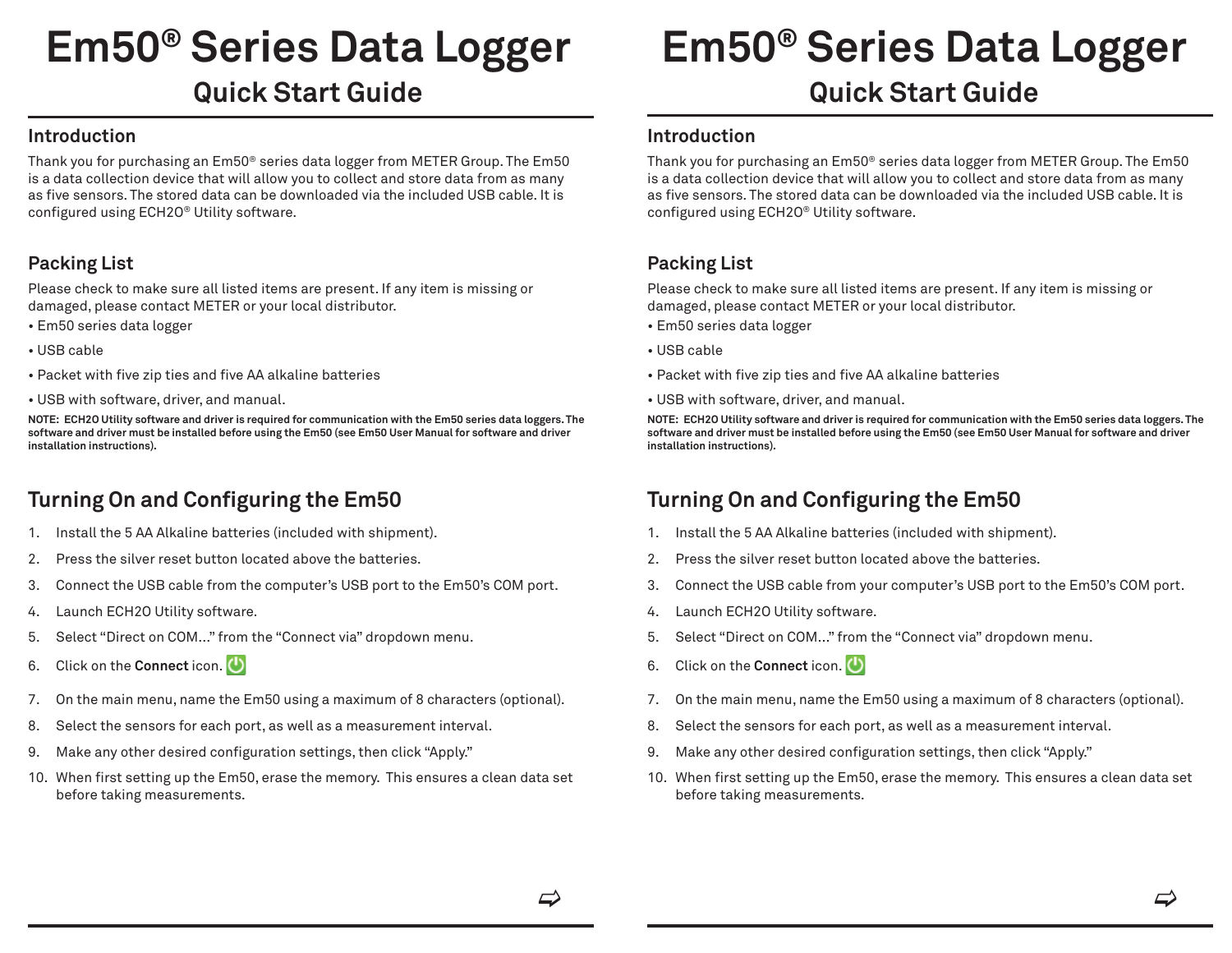# Em50® Series Data Logger

## Quick Start Guide

### Introduction

Thank you for purchasing an Em50® series data logger from METER Group. The Em50 is a data collection device that will allow you to collect and store data from as many as five sensors. The stored data can be downloaded via the included USB cable. It is configured using ECH2O® Utility software.

### Packing List

Please check to make sure all listed items are present. If any item is missing or damaged, please contact METER or your local distributor.

- Em50 series data logger
- USB cable
- Packet with five zip ties and five AA alkaline batteries
- USB with software, driver, and manual.

**NOTE: ECH2O Utility software and driver is required for communication with the Em50 series data loggers. The software and driver must be installed before using the Em50 (see Em50 User Manual for software and driver installation instructions).**

### Turning On and Configuring the Em50

1. Install the 5 AA Alkaline batteries (included with shipment).
2. Press the silver reset button located above the batteries.
3. Connect the USB cable from the computer's USB port to the Em50's COM port.
4. Launch ECH2O Utility software.
5. Select "Direct on COM..." from the "Connect via" dropdown menu.
6. Click on the **Connect** icon.
7. On the main menu, name the Em50 using a maximum of 8 characters (optional).
8. Select the sensors for each port, as well as a measurement interval.
9. Make any other desired configuration settings, then click "Apply."
10. When first setting up the Em50, erase the memory. This ensures a clean data set before taking measurements.

# Em50® Series Data Logger

## Quick Start Guide

### Introduction

Thank you for purchasing an Em50® series data logger from METER Group. The Em50 is a data collection device that will allow you to collect and store data from as many as five sensors. The stored data can be downloaded via the included USB cable. It is configured using ECH2O® Utility software.

### Packing List

Please check to make sure all listed items are present. If any item is missing or damaged, please contact METER or your local distributor.

- Em50 series data logger
- USB cable
- Packet with five zip ties and five AA alkaline batteries
- USB with software, driver, and manual.

**NOTE: ECH2O Utility software and driver is required for communication with the Em50 series data loggers. The software and driver must be installed before using the Em50 (see Em50 User Manual for software and driver installation instructions).**

### Turning On and Configuring the Em50

1. Install the 5 AA Alkaline batteries (included with shipment).
2. Press the silver reset button located above the batteries.
3. Connect the USB cable from your computer's USB port to the Em50's COM port.
4. Launch ECH2O Utility software.
5. Select "Direct on COM..." from the "Connect via" dropdown menu.
6. Click on the **Connect** icon.
7. On the main menu, name the Em50 using a maximum of 8 characters (optional).
8. Select the sensors for each port, as well as a measurement interval.
9. Make any other desired configuration settings, then click "Apply."
10. When first setting up the Em50, erase the memory. This ensures a clean data set before taking measurements.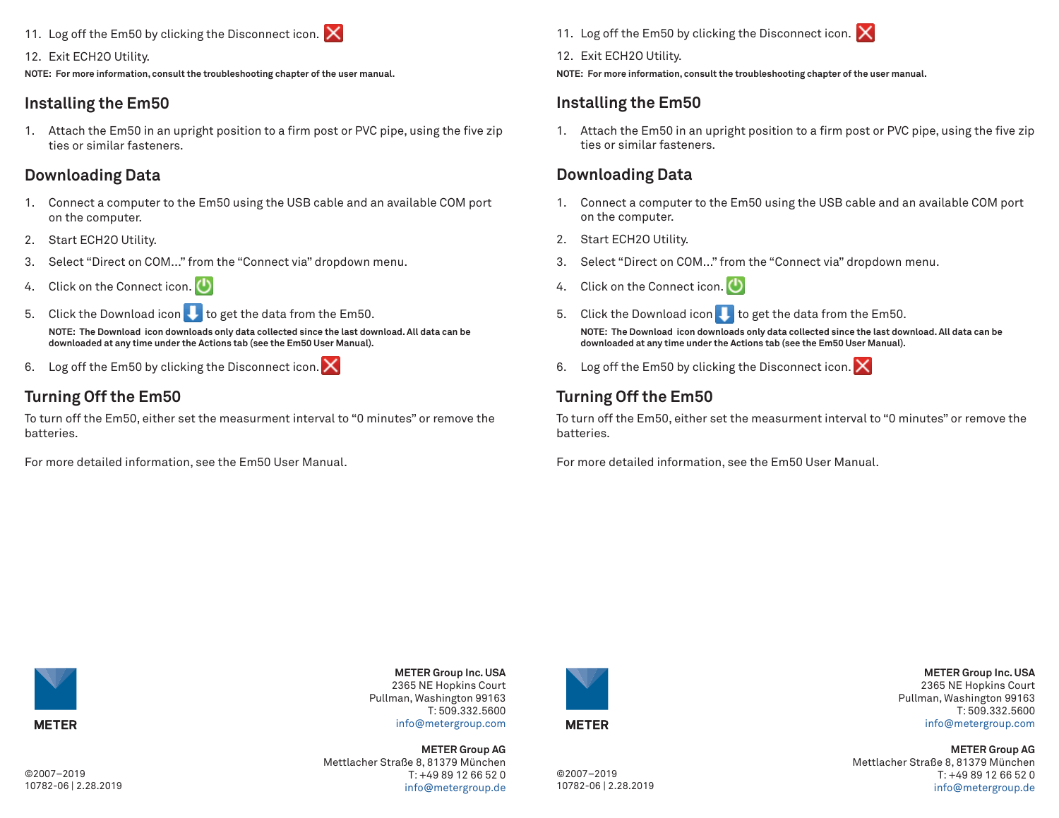11. Log off the Em50 by clicking the Disconnect icon.
12. Exit ECH2O Utility.

**NOTE: For more information, consult the troubleshooting chapter of the user manual.**

## Installing the Em50

1. Attach the Em50 in an upright position to a firm post or PVC pipe, using the five zip ties or similar fasteners.

## Downloading Data

1. Connect a computer to the Em50 using the USB cable and an available COM port on the computer.
2. Start ECH2O Utility.
3. Select “Direct on COM...” from the “Connect via” dropdown menu.
4. Click on the Connect icon.
5. Click the Download icon to get the data from the Em50.

   **NOTE: The Download icon downloads only data collected since the last download. All data can be downloaded at any time under the Actions tab (see the Em50 User Manual).**
6. Log off the Em50 by clicking the Disconnect icon.

## Turning Off the Em50

To turn off the Em50, either set the measurment interval to “0 minutes” or remove the batteries.

For more detailed information, see the Em50 User Manual.

METER

**METER Group Inc. USA**
2365 NE Hopkins Court
Pullman, Washington 99163
T: 509.332.5600
info@metergroup.com

**METER Group AG**
Mettlacher Straße 8, 81379 München
T: +49 89 12 66 52 0
info@metergroup.de

©2007–2019
10782-06 | 2.28.2019

11. Log off the Em50 by clicking the Disconnect icon.
12. Exit ECH2O Utility.

**NOTE: For more information, consult the troubleshooting chapter of the user manual.**

## Installing the Em50

1. Attach the Em50 in an upright position to a firm post or PVC pipe, using the five zip ties or similar fasteners.

## Downloading Data

1. Connect a computer to the Em50 using the USB cable and an available COM port on the computer.
2. Start ECH2O Utility.
3. Select “Direct on COM...” from the “Connect via” dropdown menu.
4. Click on the Connect icon.
5. Click the Download icon to get the data from the Em50.

   **NOTE: The Download icon downloads only data collected since the last download. All data can be downloaded at any time under the Actions tab (see the Em50 User Manual).**
6. Log off the Em50 by clicking the Disconnect icon.

## Turning Off the Em50

To turn off the Em50, either set the measurment interval to “0 minutes” or remove the batteries.

For more detailed information, see the Em50 User Manual.

METER

**METER Group Inc. USA**
2365 NE Hopkins Court
Pullman, Washington 99163
T: 509.332.5600
info@metergroup.com

**METER Group AG**
Mettlacher Straße 8, 81379 München
T: +49 89 12 66 52 0
info@metergroup.de

©2007–2019
10782-06 | 2.28.2019